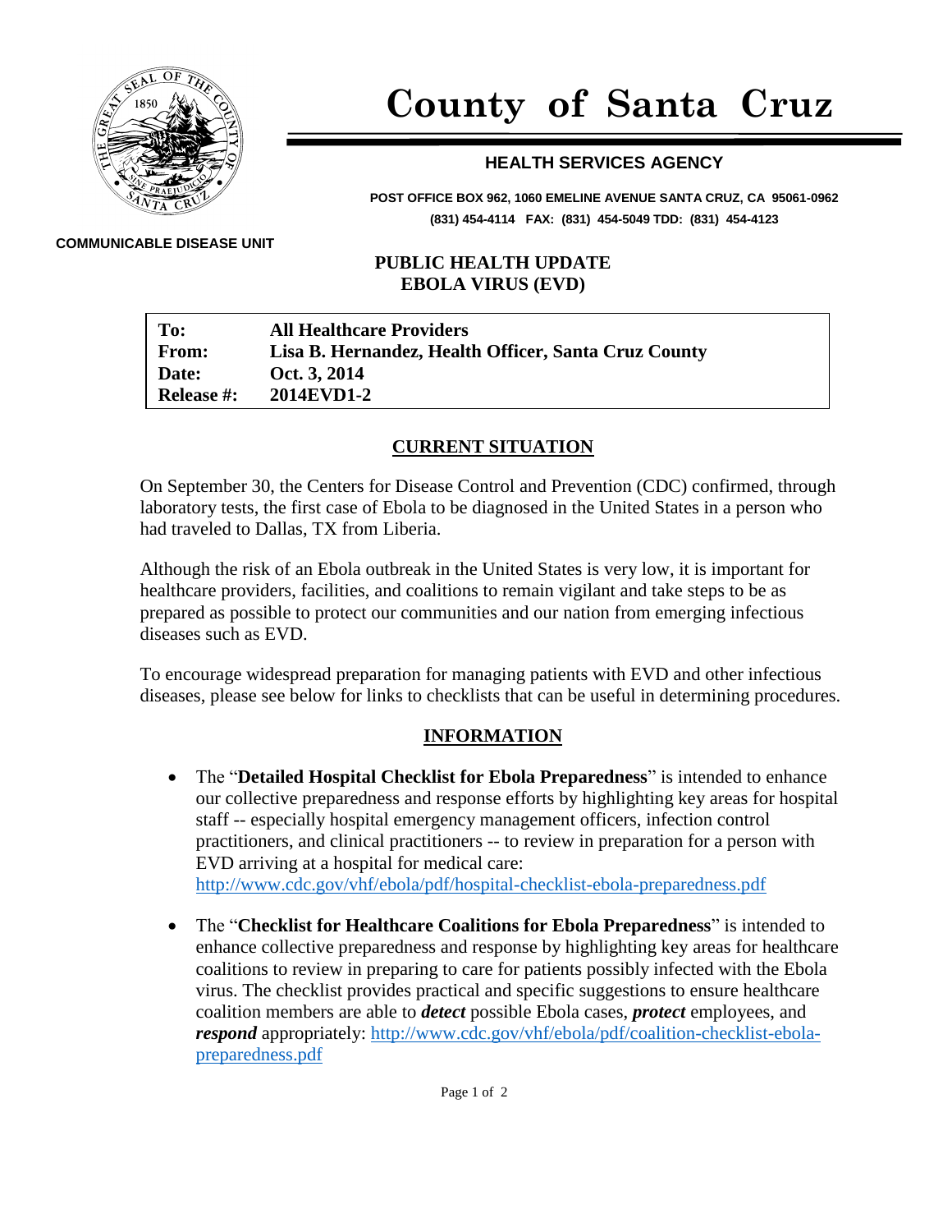# County of Santa Cruz

## HEALTH SERVICES AGENCY

**POST OFFICE BOX 962, 1060 EMELINE AVENUE SANTA CRUZ, CA 95061-0962**
**(831) 454-4114 FAX: (831) 454-5049 TDD: (831) 454-4123**

**COMMUNICABLE DISEASE UNIT**

**PUBLIC HEALTH UPDATE**
**EBOLA VIRUS (EVD)**

| | |
|---|---|
| **To:** | **All Healthcare Providers** |
| **From:** | **Lisa B. Hernandez, Health Officer, Santa Cruz County** |
| **Date:** | **Oct. 3, 2014** |
| **Release #:** | **2014EVD1-2** |

## CURRENT SITUATION

On September 30, the Centers for Disease Control and Prevention (CDC) confirmed, through laboratory tests, the first case of Ebola to be diagnosed in the United States in a person who had traveled to Dallas, TX from Liberia.

Although the risk of an Ebola outbreak in the United States is very low, it is important for healthcare providers, facilities, and coalitions to remain vigilant and take steps to be as prepared as possible to protect our communities and our nation from emerging infectious diseases such as EVD.

To encourage widespread preparation for managing patients with EVD and other infectious diseases, please see below for links to checklists that can be useful in determining procedures.

## INFORMATION

- The "**Detailed Hospital Checklist for Ebola Preparedness**" is intended to enhance our collective preparedness and response efforts by highlighting key areas for hospital staff -- especially hospital emergency management officers, infection control practitioners, and clinical practitioners -- to review in preparation for a person with EVD arriving at a hospital for medical care: http://www.cdc.gov/vhf/ebola/pdf/hospital-checklist-ebola-preparedness.pdf

- The "**Checklist for Healthcare Coalitions for Ebola Preparedness**" is intended to enhance collective preparedness and response by highlighting key areas for healthcare coalitions to review in preparing to care for patients possibly infected with the Ebola virus. The checklist provides practical and specific suggestions to ensure healthcare coalition members are able to ***detect*** possible Ebola cases, ***protect*** employees, and ***respond*** appropriately: http://www.cdc.gov/vhf/ebola/pdf/coalition-checklist-ebola-preparedness.pdf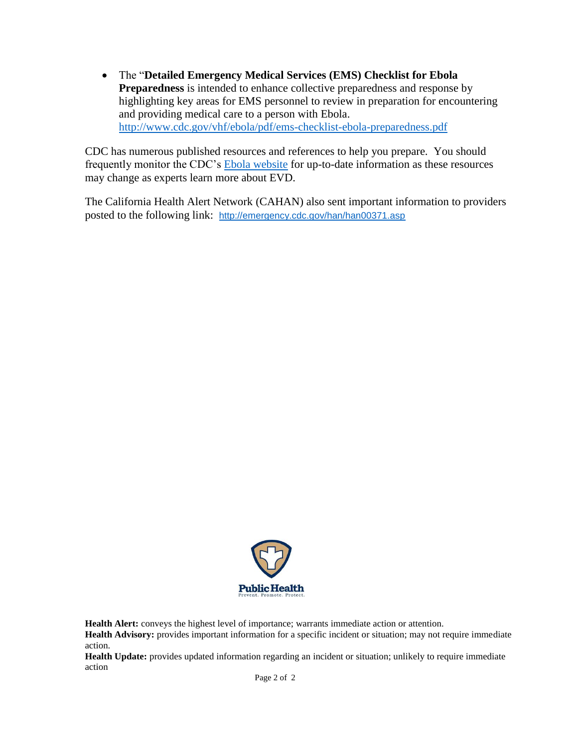- The "**Detailed Emergency Medical Services (EMS) Checklist for Ebola Preparedness** is intended to enhance collective preparedness and response by highlighting key areas for EMS personnel to review in preparation for encountering and providing medical care to a person with Ebola. http://www.cdc.gov/vhf/ebola/pdf/ems-checklist-ebola-preparedness.pdf

CDC has numerous published resources and references to help you prepare. You should frequently monitor the CDC's Ebola website for up-to-date information as these resources may change as experts learn more about EVD.

The California Health Alert Network (CAHAN) also sent important information to providers posted to the following link: http://emergency.cdc.gov/han/han00371.asp

Public Health
Prevent. Promote. Protect.

**Health Alert:** conveys the highest level of importance; warrants immediate action or attention.
**Health Advisory:** provides important information for a specific incident or situation; may not require immediate action.
**Health Update:** provides updated information regarding an incident or situation; unlikely to require immediate action